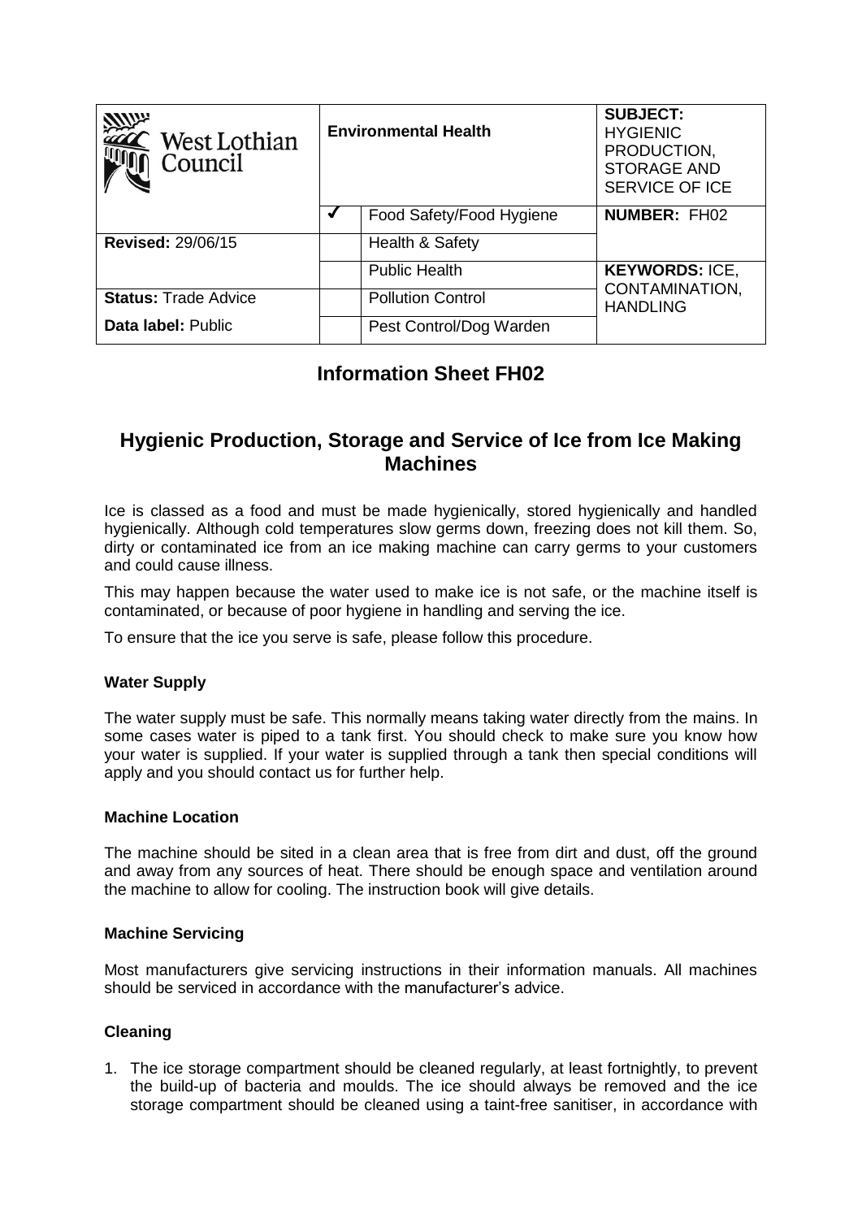| West Lothian Council | Environmental Health | | SUBJECT: HYGIENIC PRODUCTION, STORAGE AND SERVICE OF ICE |
| --- | --- | --- | --- |
| | ✓ | Food Safety/Food Hygiene | **NUMBER:** FH02 |
| **Revised:** 29/06/15 | | Health & Safety | |
| | | Public Health | **KEYWORDS:** ICE, CONTAMINATION, HANDLING |
| **Status:** Trade Advice | | Pollution Control | |
| **Data label:** Public | | Pest Control/Dog Warden | |

## Information Sheet FH02

## Hygienic Production, Storage and Service of Ice from Ice Making Machines

Ice is classed as a food and must be made hygienically, stored hygienically and handled hygienically. Although cold temperatures slow germs down, freezing does not kill them. So, dirty or contaminated ice from an ice making machine can carry germs to your customers and could cause illness.

This may happen because the water used to make ice is not safe, or the machine itself is contaminated, or because of poor hygiene in handling and serving the ice.

To ensure that the ice you serve is safe, please follow this procedure.

### Water Supply

The water supply must be safe. This normally means taking water directly from the mains. In some cases water is piped to a tank first. You should check to make sure you know how your water is supplied. If your water is supplied through a tank then special conditions will apply and you should contact us for further help.

### Machine Location

The machine should be sited in a clean area that is free from dirt and dust, off the ground and away from any sources of heat. There should be enough space and ventilation around the machine to allow for cooling. The instruction book will give details.

### Machine Servicing

Most manufacturers give servicing instructions in their information manuals. All machines should be serviced in accordance with the manufacturer's advice.

### Cleaning

1. The ice storage compartment should be cleaned regularly, at least fortnightly, to prevent the build-up of bacteria and moulds. The ice should always be removed and the ice storage compartment should be cleaned using a taint-free sanitiser, in accordance with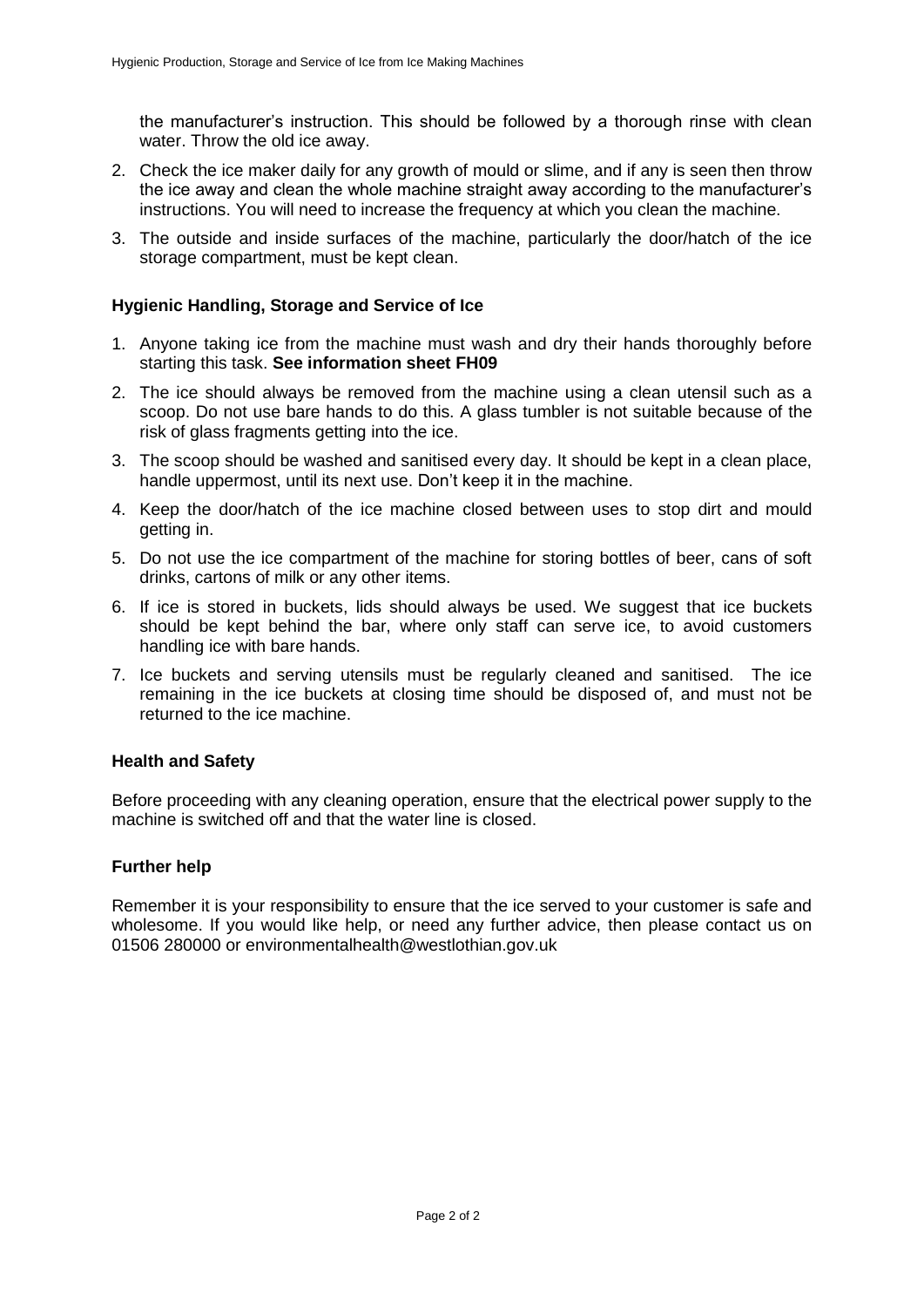the manufacturer's instruction. This should be followed by a thorough rinse with clean water. Throw the old ice away.

2. Check the ice maker daily for any growth of mould or slime, and if any is seen then throw the ice away and clean the whole machine straight away according to the manufacturer's instructions. You will need to increase the frequency at which you clean the machine.
3. The outside and inside surfaces of the machine, particularly the door/hatch of the ice storage compartment, must be kept clean.

### Hygienic Handling, Storage and Service of Ice

1. Anyone taking ice from the machine must wash and dry their hands thoroughly before starting this task. **See information sheet FH09**
2. The ice should always be removed from the machine using a clean utensil such as a scoop. Do not use bare hands to do this. A glass tumbler is not suitable because of the risk of glass fragments getting into the ice.
3. The scoop should be washed and sanitised every day. It should be kept in a clean place, handle uppermost, until its next use. Don't keep it in the machine.
4. Keep the door/hatch of the ice machine closed between uses to stop dirt and mould getting in.
5. Do not use the ice compartment of the machine for storing bottles of beer, cans of soft drinks, cartons of milk or any other items.
6. If ice is stored in buckets, lids should always be used. We suggest that ice buckets should be kept behind the bar, where only staff can serve ice, to avoid customers handling ice with bare hands.
7. Ice buckets and serving utensils must be regularly cleaned and sanitised. The ice remaining in the ice buckets at closing time should be disposed of, and must not be returned to the ice machine.

### Health and Safety

Before proceeding with any cleaning operation, ensure that the electrical power supply to the machine is switched off and that the water line is closed.

### Further help

Remember it is your responsibility to ensure that the ice served to your customer is safe and wholesome. If you would like help, or need any further advice, then please contact us on 01506 280000 or environmentalhealth@westlothian.gov.uk